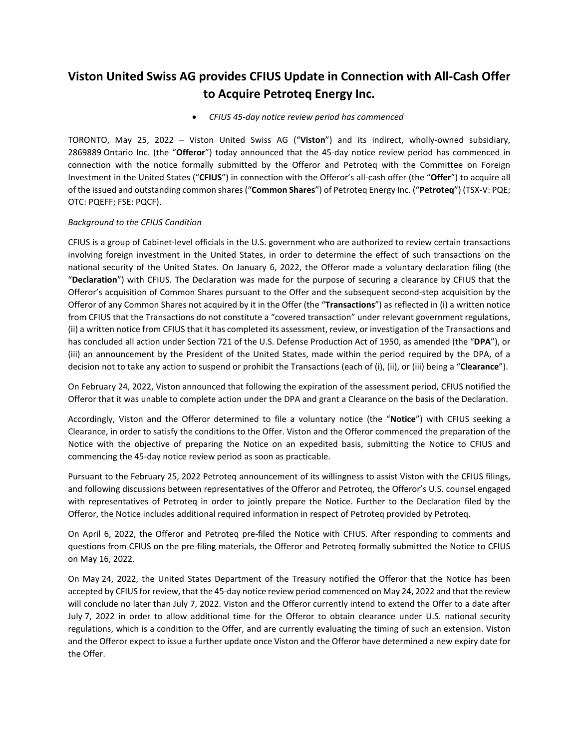# Viston United Swiss AG provides CFIUS Update in Connection with All-Cash Offer to Acquire Petroteq Energy Inc.

- *CFIUS 45-day notice review period has commenced*

TORONTO, May 25, 2022 – Viston United Swiss AG ("**Viston**") and its indirect, wholly-owned subsidiary, 2869889 Ontario Inc. (the "**Offeror**") today announced that the 45-day notice review period has commenced in connection with the notice formally submitted by the Offeror and Petroteq with the Committee on Foreign Investment in the United States ("**CFIUS**") in connection with the Offeror's all-cash offer (the "**Offer**") to acquire all of the issued and outstanding common shares ("**Common Shares**") of Petroteq Energy Inc. ("**Petroteq**") (TSX-V: PQE; OTC: PQEFF; FSE: PQCF).

*Background to the CFIUS Condition*

CFIUS is a group of Cabinet-level officials in the U.S. government who are authorized to review certain transactions involving foreign investment in the United States, in order to determine the effect of such transactions on the national security of the United States. On January 6, 2022, the Offeror made a voluntary declaration filing (the "**Declaration**") with CFIUS. The Declaration was made for the purpose of securing a clearance by CFIUS that the Offeror's acquisition of Common Shares pursuant to the Offer and the subsequent second-step acquisition by the Offeror of any Common Shares not acquired by it in the Offer (the "**Transactions**") as reflected in (i) a written notice from CFIUS that the Transactions do not constitute a "covered transaction" under relevant government regulations, (ii) a written notice from CFIUS that it has completed its assessment, review, or investigation of the Transactions and has concluded all action under Section 721 of the U.S. Defense Production Act of 1950, as amended (the "**DPA**"), or (iii) an announcement by the President of the United States, made within the period required by the DPA, of a decision not to take any action to suspend or prohibit the Transactions (each of (i), (ii), or (iii) being a "**Clearance**").

On February 24, 2022, Viston announced that following the expiration of the assessment period, CFIUS notified the Offeror that it was unable to complete action under the DPA and grant a Clearance on the basis of the Declaration.

Accordingly, Viston and the Offeror determined to file a voluntary notice (the "**Notice**") with CFIUS seeking a Clearance, in order to satisfy the conditions to the Offer. Viston and the Offeror commenced the preparation of the Notice with the objective of preparing the Notice on an expedited basis, submitting the Notice to CFIUS and commencing the 45-day notice review period as soon as practicable.

Pursuant to the February 25, 2022 Petroteq announcement of its willingness to assist Viston with the CFIUS filings, and following discussions between representatives of the Offeror and Petroteq, the Offeror's U.S. counsel engaged with representatives of Petroteq in order to jointly prepare the Notice. Further to the Declaration filed by the Offeror, the Notice includes additional required information in respect of Petroteq provided by Petroteq.

On April 6, 2022, the Offeror and Petroteq pre-filed the Notice with CFIUS. After responding to comments and questions from CFIUS on the pre-filing materials, the Offeror and Petroteq formally submitted the Notice to CFIUS on May 16, 2022.

On May 24, 2022, the United States Department of the Treasury notified the Offeror that the Notice has been accepted by CFIUS for review, that the 45-day notice review period commenced on May 24, 2022 and that the review will conclude no later than July 7, 2022. Viston and the Offeror currently intend to extend the Offer to a date after July 7, 2022 in order to allow additional time for the Offeror to obtain clearance under U.S. national security regulations, which is a condition to the Offer, and are currently evaluating the timing of such an extension. Viston and the Offeror expect to issue a further update once Viston and the Offeror have determined a new expiry date for the Offer.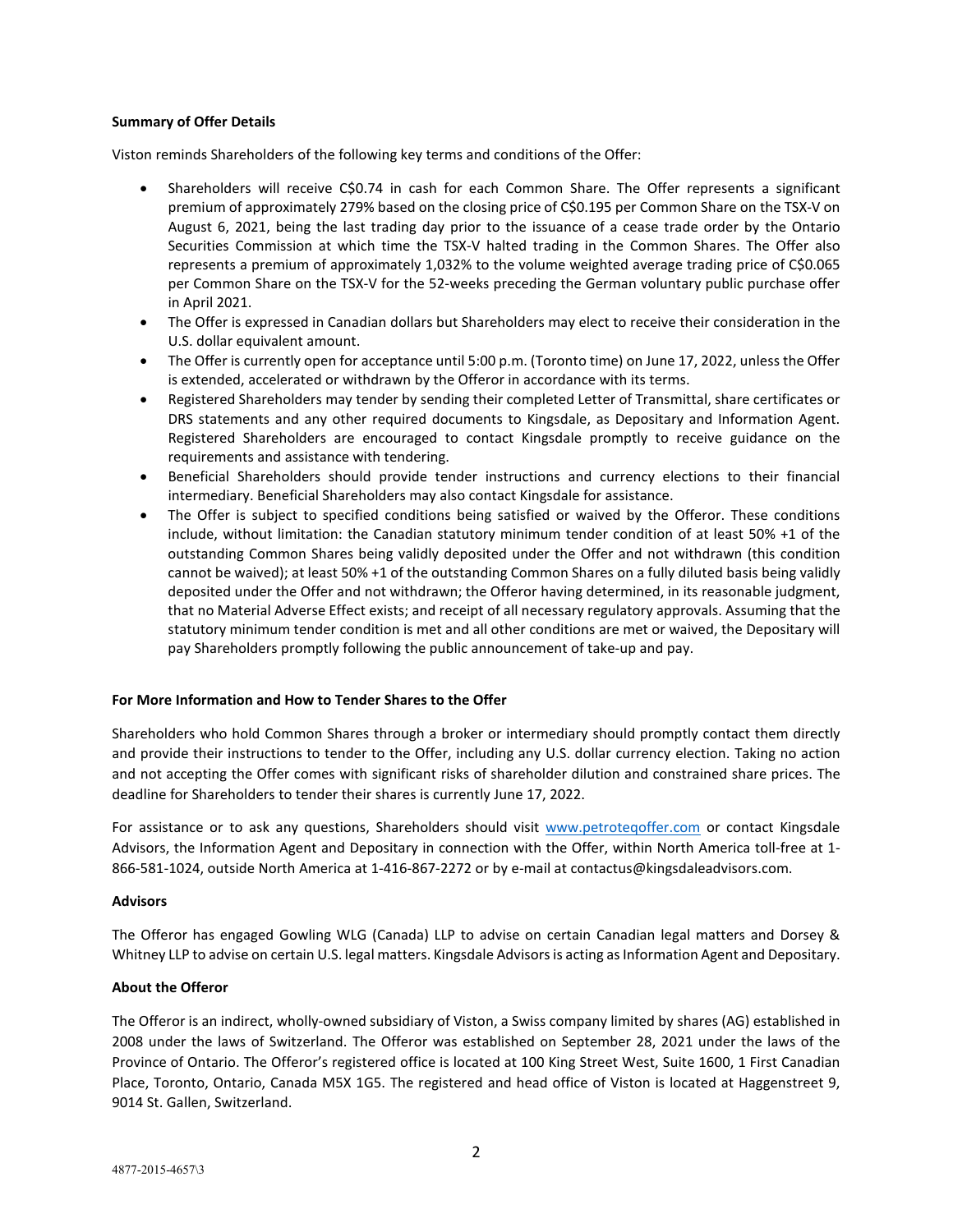**Summary of Offer Details**

Viston reminds Shareholders of the following key terms and conditions of the Offer:

- Shareholders will receive C$0.74 in cash for each Common Share. The Offer represents a significant premium of approximately 279% based on the closing price of C$0.195 per Common Share on the TSX-V on August 6, 2021, being the last trading day prior to the issuance of a cease trade order by the Ontario Securities Commission at which time the TSX-V halted trading in the Common Shares. The Offer also represents a premium of approximately 1,032% to the volume weighted average trading price of C$0.065 per Common Share on the TSX-V for the 52-weeks preceding the German voluntary public purchase offer in April 2021.
- The Offer is expressed in Canadian dollars but Shareholders may elect to receive their consideration in the U.S. dollar equivalent amount.
- The Offer is currently open for acceptance until 5:00 p.m. (Toronto time) on June 17, 2022, unless the Offer is extended, accelerated or withdrawn by the Offeror in accordance with its terms.
- Registered Shareholders may tender by sending their completed Letter of Transmittal, share certificates or DRS statements and any other required documents to Kingsdale, as Depositary and Information Agent. Registered Shareholders are encouraged to contact Kingsdale promptly to receive guidance on the requirements and assistance with tendering.
- Beneficial Shareholders should provide tender instructions and currency elections to their financial intermediary. Beneficial Shareholders may also contact Kingsdale for assistance.
- The Offer is subject to specified conditions being satisfied or waived by the Offeror. These conditions include, without limitation: the Canadian statutory minimum tender condition of at least 50% +1 of the outstanding Common Shares being validly deposited under the Offer and not withdrawn (this condition cannot be waived); at least 50% +1 of the outstanding Common Shares on a fully diluted basis being validly deposited under the Offer and not withdrawn; the Offeror having determined, in its reasonable judgment, that no Material Adverse Effect exists; and receipt of all necessary regulatory approvals. Assuming that the statutory minimum tender condition is met and all other conditions are met or waived, the Depositary will pay Shareholders promptly following the public announcement of take-up and pay.

**For More Information and How to Tender Shares to the Offer**

Shareholders who hold Common Shares through a broker or intermediary should promptly contact them directly and provide their instructions to tender to the Offer, including any U.S. dollar currency election. Taking no action and not accepting the Offer comes with significant risks of shareholder dilution and constrained share prices. The deadline for Shareholders to tender their shares is currently June 17, 2022.

For assistance or to ask any questions, Shareholders should visit [www.petroteqoffer.com](http://www.petroteqoffer.com) or contact Kingsdale Advisors, the Information Agent and Depositary in connection with the Offer, within North America toll-free at 1-866-581-1024, outside North America at 1-416-867-2272 or by e-mail at contactus@kingsdaleadvisors.com.

**Advisors**

The Offeror has engaged Gowling WLG (Canada) LLP to advise on certain Canadian legal matters and Dorsey & Whitney LLP to advise on certain U.S. legal matters. Kingsdale Advisors is acting as Information Agent and Depositary.

**About the Offeror**

The Offeror is an indirect, wholly-owned subsidiary of Viston, a Swiss company limited by shares (AG) established in 2008 under the laws of Switzerland. The Offeror was established on September 28, 2021 under the laws of the Province of Ontario. The Offeror's registered office is located at 100 King Street West, Suite 1600, 1 First Canadian Place, Toronto, Ontario, Canada M5X 1G5. The registered and head office of Viston is located at Haggenstreet 9, 9014 St. Gallen, Switzerland.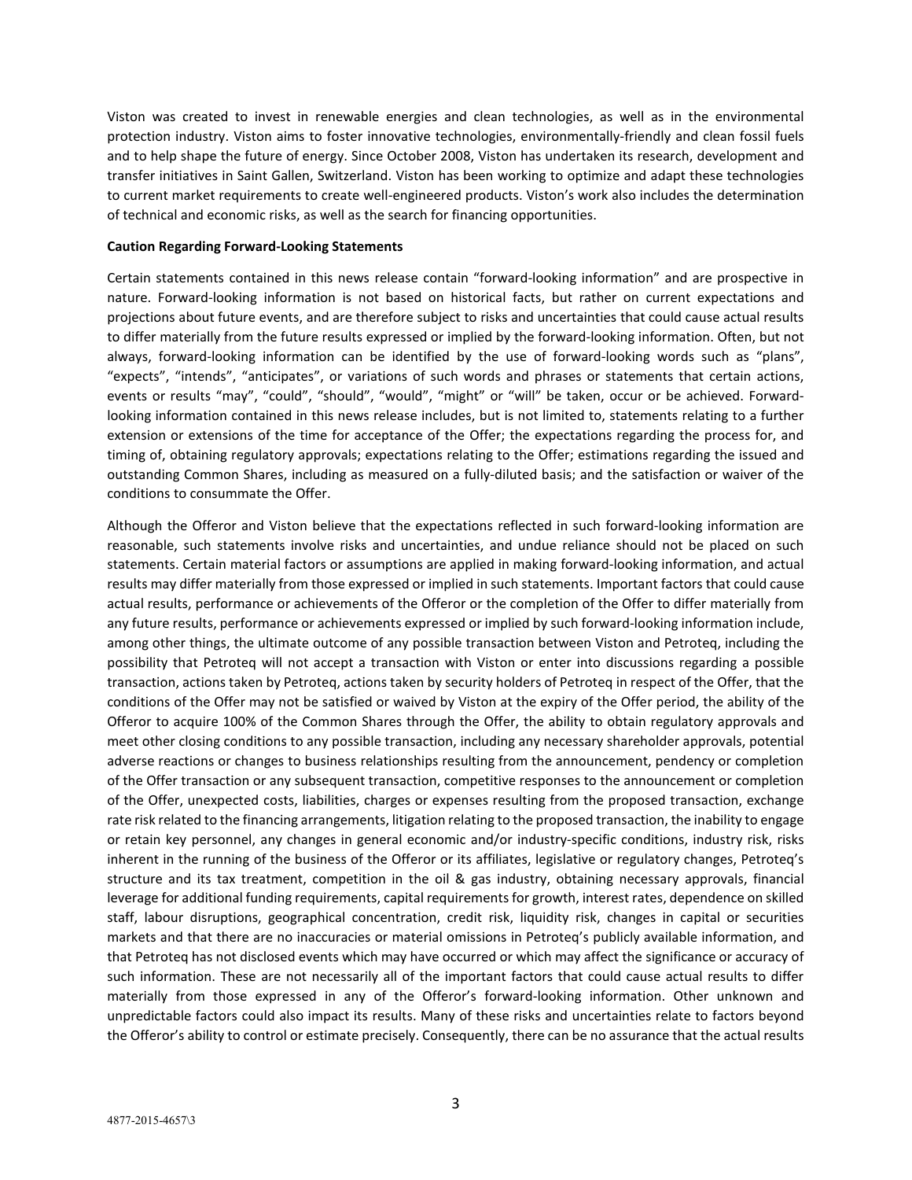Viston was created to invest in renewable energies and clean technologies, as well as in the environmental protection industry. Viston aims to foster innovative technologies, environmentally-friendly and clean fossil fuels and to help shape the future of energy. Since October 2008, Viston has undertaken its research, development and transfer initiatives in Saint Gallen, Switzerland. Viston has been working to optimize and adapt these technologies to current market requirements to create well-engineered products. Viston's work also includes the determination of technical and economic risks, as well as the search for financing opportunities.

**Caution Regarding Forward-Looking Statements**

Certain statements contained in this news release contain "forward-looking information" and are prospective in nature. Forward-looking information is not based on historical facts, but rather on current expectations and projections about future events, and are therefore subject to risks and uncertainties that could cause actual results to differ materially from the future results expressed or implied by the forward-looking information. Often, but not always, forward-looking information can be identified by the use of forward-looking words such as "plans", "expects", "intends", "anticipates", or variations of such words and phrases or statements that certain actions, events or results "may", "could", "should", "would", "might" or "will" be taken, occur or be achieved. Forward-looking information contained in this news release includes, but is not limited to, statements relating to a further extension or extensions of the time for acceptance of the Offer; the expectations regarding the process for, and timing of, obtaining regulatory approvals; expectations relating to the Offer; estimations regarding the issued and outstanding Common Shares, including as measured on a fully-diluted basis; and the satisfaction or waiver of the conditions to consummate the Offer.

Although the Offeror and Viston believe that the expectations reflected in such forward-looking information are reasonable, such statements involve risks and uncertainties, and undue reliance should not be placed on such statements. Certain material factors or assumptions are applied in making forward-looking information, and actual results may differ materially from those expressed or implied in such statements. Important factors that could cause actual results, performance or achievements of the Offeror or the completion of the Offer to differ materially from any future results, performance or achievements expressed or implied by such forward-looking information include, among other things, the ultimate outcome of any possible transaction between Viston and Petroteq, including the possibility that Petroteq will not accept a transaction with Viston or enter into discussions regarding a possible transaction, actions taken by Petroteq, actions taken by security holders of Petroteq in respect of the Offer, that the conditions of the Offer may not be satisfied or waived by Viston at the expiry of the Offer period, the ability of the Offeror to acquire 100% of the Common Shares through the Offer, the ability to obtain regulatory approvals and meet other closing conditions to any possible transaction, including any necessary shareholder approvals, potential adverse reactions or changes to business relationships resulting from the announcement, pendency or completion of the Offer transaction or any subsequent transaction, competitive responses to the announcement or completion of the Offer, unexpected costs, liabilities, charges or expenses resulting from the proposed transaction, exchange rate risk related to the financing arrangements, litigation relating to the proposed transaction, the inability to engage or retain key personnel, any changes in general economic and/or industry-specific conditions, industry risk, risks inherent in the running of the business of the Offeror or its affiliates, legislative or regulatory changes, Petroteq's structure and its tax treatment, competition in the oil & gas industry, obtaining necessary approvals, financial leverage for additional funding requirements, capital requirements for growth, interest rates, dependence on skilled staff, labour disruptions, geographical concentration, credit risk, liquidity risk, changes in capital or securities markets and that there are no inaccuracies or material omissions in Petroteq's publicly available information, and that Petroteq has not disclosed events which may have occurred or which may affect the significance or accuracy of such information. These are not necessarily all of the important factors that could cause actual results to differ materially from those expressed in any of the Offeror's forward-looking information. Other unknown and unpredictable factors could also impact its results. Many of these risks and uncertainties relate to factors beyond the Offeror's ability to control or estimate precisely. Consequently, there can be no assurance that the actual results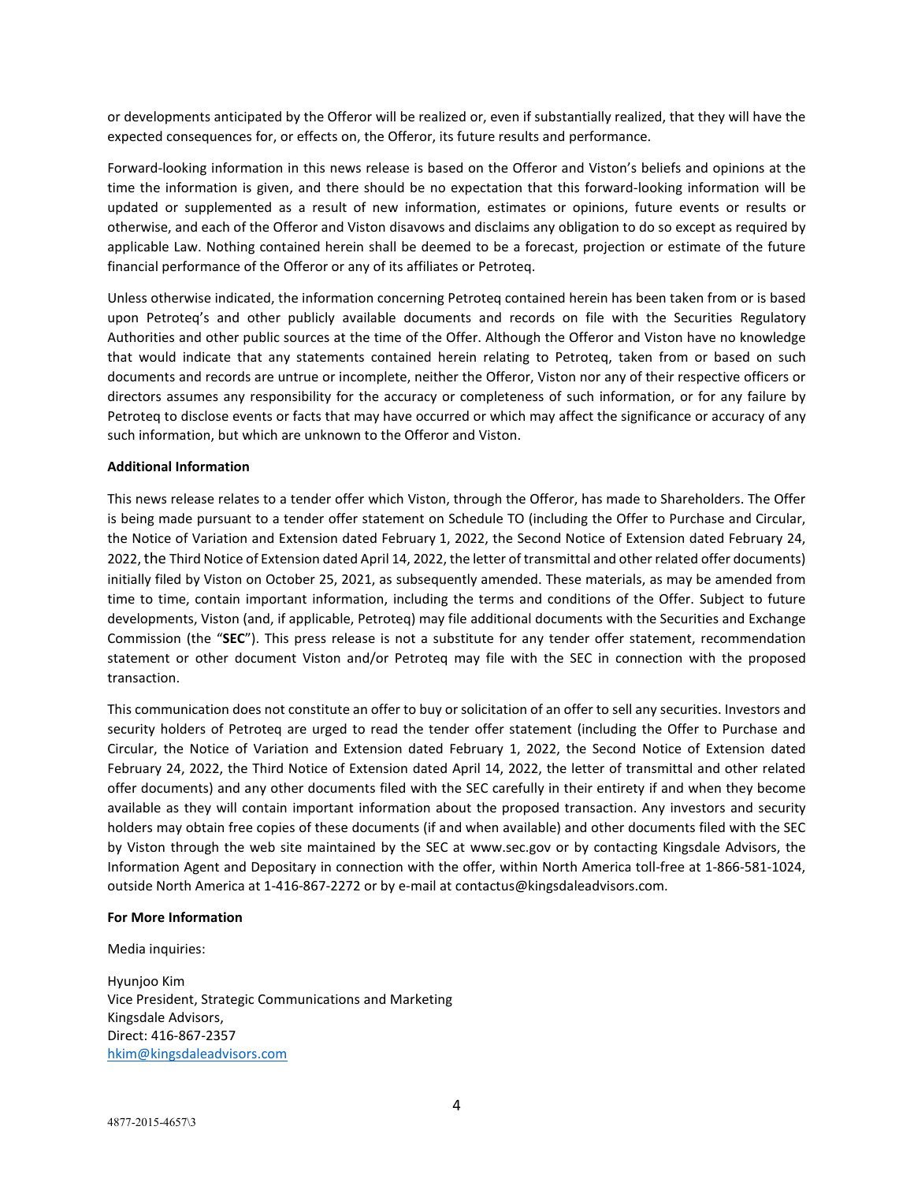or developments anticipated by the Offeror will be realized or, even if substantially realized, that they will have the expected consequences for, or effects on, the Offeror, its future results and performance.

Forward-looking information in this news release is based on the Offeror and Viston's beliefs and opinions at the time the information is given, and there should be no expectation that this forward-looking information will be updated or supplemented as a result of new information, estimates or opinions, future events or results or otherwise, and each of the Offeror and Viston disavows and disclaims any obligation to do so except as required by applicable Law. Nothing contained herein shall be deemed to be a forecast, projection or estimate of the future financial performance of the Offeror or any of its affiliates or Petroteq.

Unless otherwise indicated, the information concerning Petroteq contained herein has been taken from or is based upon Petroteq's and other publicly available documents and records on file with the Securities Regulatory Authorities and other public sources at the time of the Offer. Although the Offeror and Viston have no knowledge that would indicate that any statements contained herein relating to Petroteq, taken from or based on such documents and records are untrue or incomplete, neither the Offeror, Viston nor any of their respective officers or directors assumes any responsibility for the accuracy or completeness of such information, or for any failure by Petroteq to disclose events or facts that may have occurred or which may affect the significance or accuracy of any such information, but which are unknown to the Offeror and Viston.

**Additional Information**

This news release relates to a tender offer which Viston, through the Offeror, has made to Shareholders. The Offer is being made pursuant to a tender offer statement on Schedule TO (including the Offer to Purchase and Circular, the Notice of Variation and Extension dated February 1, 2022, the Second Notice of Extension dated February 24, 2022, the Third Notice of Extension dated April 14, 2022, the letter of transmittal and other related offer documents) initially filed by Viston on October 25, 2021, as subsequently amended. These materials, as may be amended from time to time, contain important information, including the terms and conditions of the Offer. Subject to future developments, Viston (and, if applicable, Petroteq) may file additional documents with the Securities and Exchange Commission (the "**SEC**"). This press release is not a substitute for any tender offer statement, recommendation statement or other document Viston and/or Petroteq may file with the SEC in connection with the proposed transaction.

This communication does not constitute an offer to buy or solicitation of an offer to sell any securities. Investors and security holders of Petroteq are urged to read the tender offer statement (including the Offer to Purchase and Circular, the Notice of Variation and Extension dated February 1, 2022, the Second Notice of Extension dated February 24, 2022, the Third Notice of Extension dated April 14, 2022, the letter of transmittal and other related offer documents) and any other documents filed with the SEC carefully in their entirety if and when they become available as they will contain important information about the proposed transaction. Any investors and security holders may obtain free copies of these documents (if and when available) and other documents filed with the SEC by Viston through the web site maintained by the SEC at www.sec.gov or by contacting Kingsdale Advisors, the Information Agent and Depositary in connection with the offer, within North America toll-free at 1-866-581-1024, outside North America at 1-416-867-2272 or by e-mail at contactus@kingsdaleadvisors.com.

**For More Information**

Media inquiries:

Hyunjoo Kim
Vice President, Strategic Communications and Marketing
Kingsdale Advisors,
Direct: 416-867-2357
hkim@kingsdaleadvisors.com

4877-2015-4657\3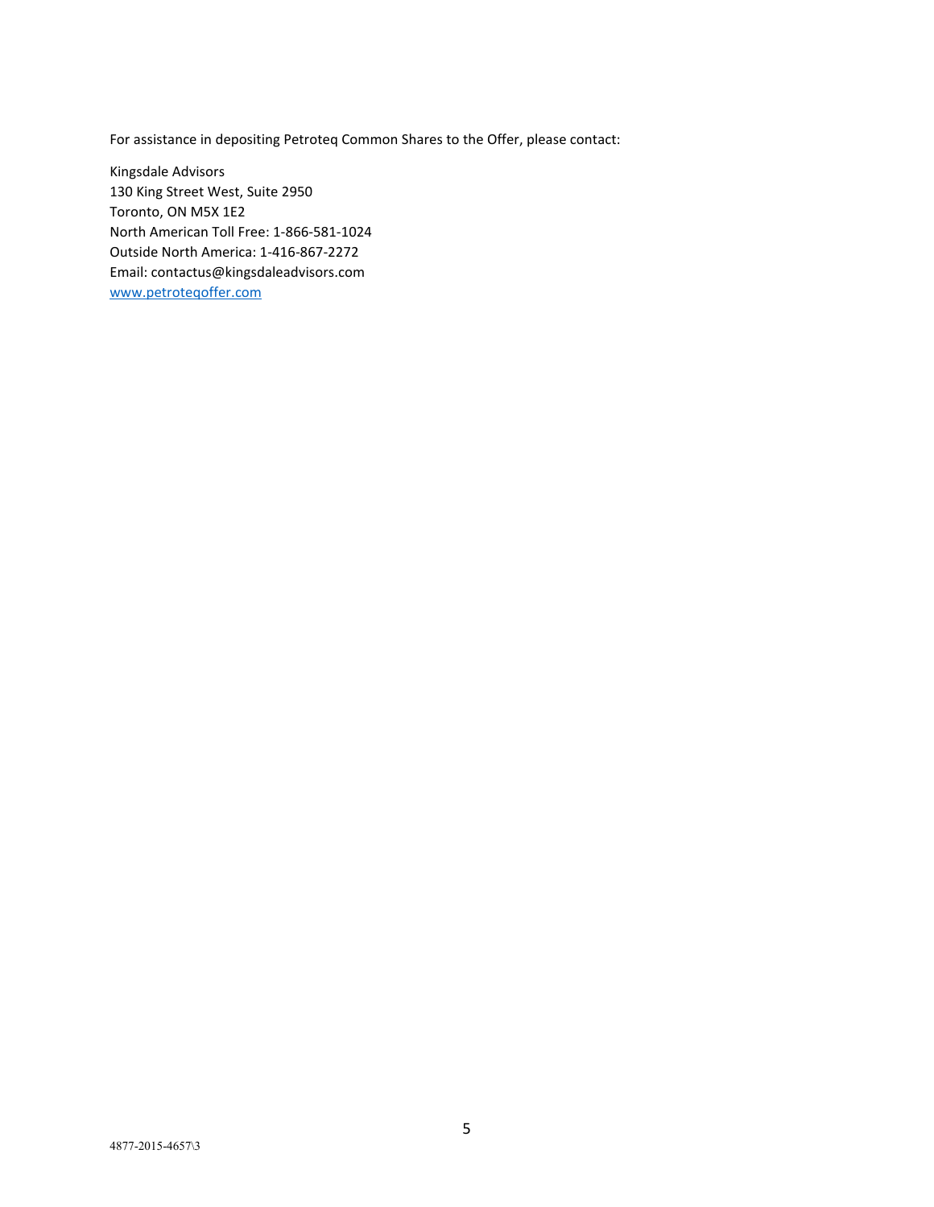For assistance in depositing Petroteq Common Shares to the Offer, please contact:

Kingsdale Advisors  
130 King Street West, Suite 2950  
Toronto, ON M5X 1E2  
North American Toll Free: 1-866-581-1024  
Outside North America: 1-416-867-2272  
Email: contactus@kingsdaleadvisors.com  
www.petroteqoffer.com

4877-2015-4657\3